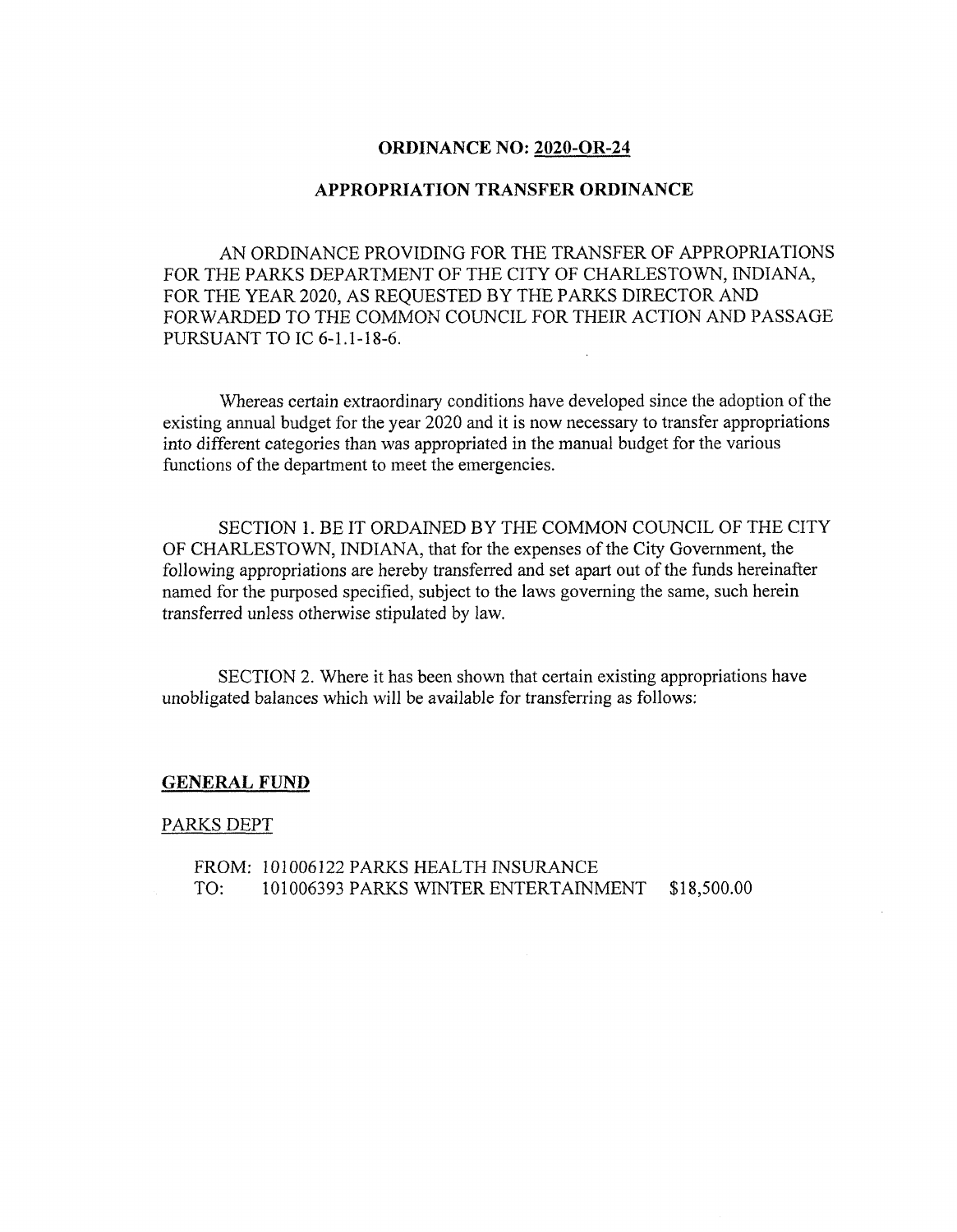**ORDINANCE NO: <u>2020-OR-24</u>**

**APPROPRIATION TRANSFER ORDINANCE**

AN ORDINANCE PROVIDING FOR THE TRANSFER OF APPROPRIATIONS FOR THE PARKS DEPARTMENT OF THE CITY OF CHARLESTOWN, INDIANA, FOR THE YEAR 2020, AS REQUESTED BY THE PARKS DIRECTOR AND FORWARDED TO THE COMMON COUNCIL FOR THEIR ACTION AND PASSAGE PURSUANT TO IC 6-1.1-18-6.

Whereas certain extraordinary conditions have developed since the adoption of the existing annual budget for the year 2020 and it is now necessary to transfer appropriations into different categories than was appropriated in the manual budget for the various functions of the department to meet the emergencies.

SECTION 1. BE IT ORDAINED BY THE COMMON COUNCIL OF THE CITY OF CHARLESTOWN, INDIANA, that for the expenses of the City Government, the following appropriations are hereby transferred and set apart out of the funds hereinafter named for the purposed specified, subject to the laws governing the same, such herein transferred unless otherwise stipulated by law.

SECTION 2. Where it has been shown that certain existing appropriations have unobligated balances which will be available for transferring as follows:

**<u>GENERAL FUND</u>**

<u>PARKS DEPT</u>

FROM: 101006122 PARKS HEALTH INSURANCE
TO: 101006393 PARKS WINTER ENTERTAINMENT $18,500.00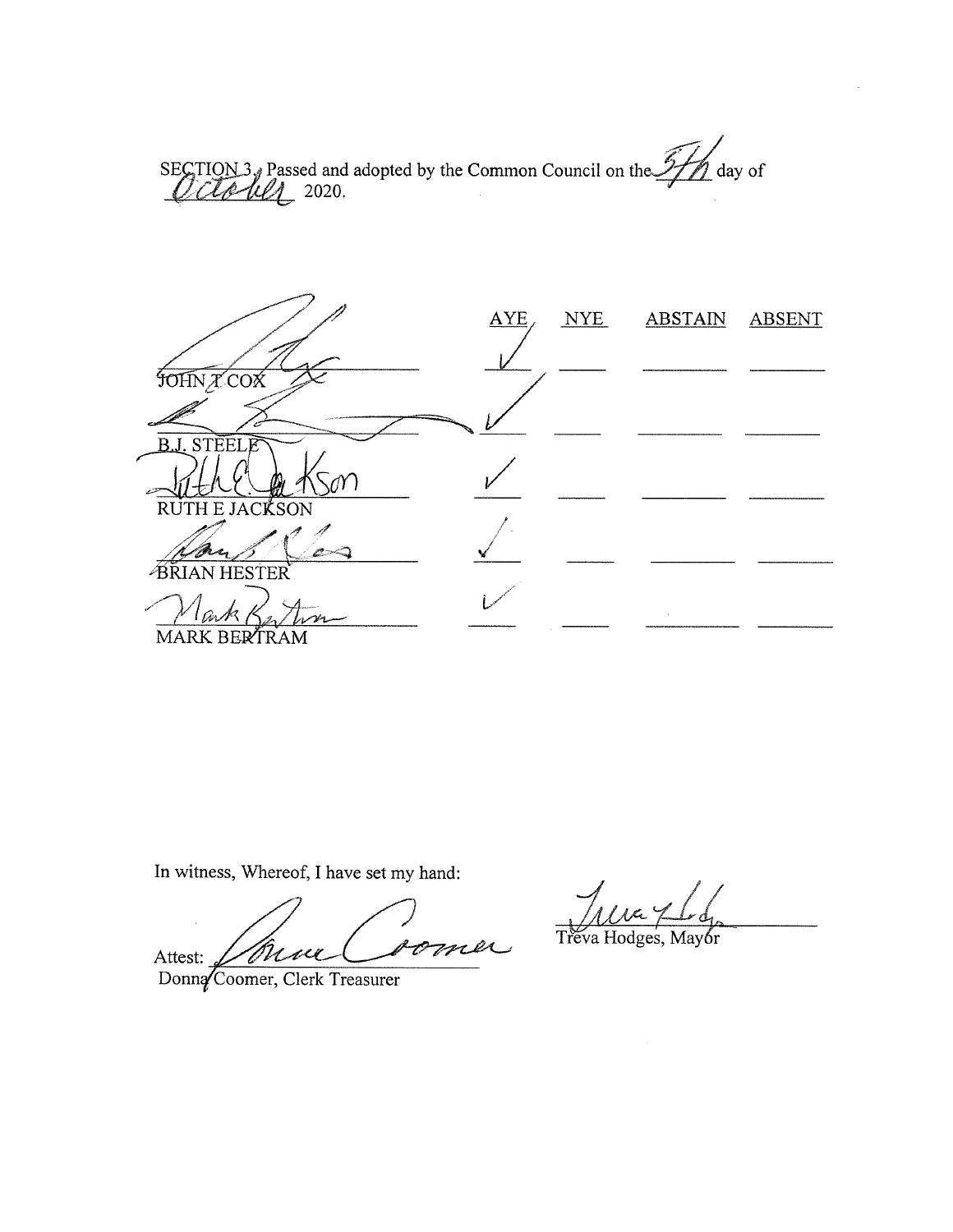SECTION 3. Passed and adopted by the Common Council on the 5th day of October 2020.

| | AYE | NYE | ABSTAIN | ABSENT |
|---|---|---|---|---|
| JOHN T COX | ✓ | | | |
| B.J. STEELE | ✓ | | | |
| RUTH E JACKSON | ✓ | | | |
| BRIAN HESTER | ✓ | | | |
| MARK BERTRAM | ✓ | | | |

In witness, Whereof, I have set my hand:

Attest: ______________________
Donna Coomer, Clerk Treasurer

______________________
Treva Hodges, Mayor